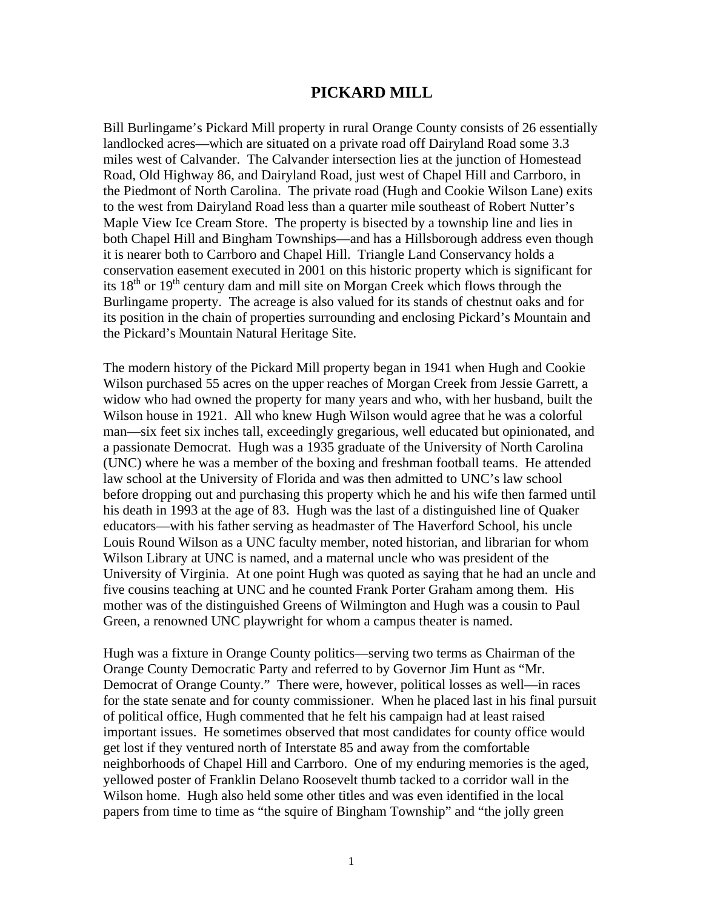# PICKARD MILL

Bill Burlingame's Pickard Mill property in rural Orange County consists of 26 essentially landlocked acres—which are situated on a private road off Dairyland Road some 3.3 miles west of Calvander. The Calvander intersection lies at the junction of Homestead Road, Old Highway 86, and Dairyland Road, just west of Chapel Hill and Carrboro, in the Piedmont of North Carolina. The private road (Hugh and Cookie Wilson Lane) exits to the west from Dairyland Road less than a quarter mile southeast of Robert Nutter's Maple View Ice Cream Store. The property is bisected by a township line and lies in both Chapel Hill and Bingham Townships—and has a Hillsborough address even though it is nearer both to Carrboro and Chapel Hill. Triangle Land Conservancy holds a conservation easement executed in 2001 on this historic property which is significant for its 18th or 19th century dam and mill site on Morgan Creek which flows through the Burlingame property. The acreage is also valued for its stands of chestnut oaks and for its position in the chain of properties surrounding and enclosing Pickard's Mountain and the Pickard's Mountain Natural Heritage Site.

The modern history of the Pickard Mill property began in 1941 when Hugh and Cookie Wilson purchased 55 acres on the upper reaches of Morgan Creek from Jessie Garrett, a widow who had owned the property for many years and who, with her husband, built the Wilson house in 1921. All who knew Hugh Wilson would agree that he was a colorful man—six feet six inches tall, exceedingly gregarious, well educated but opinionated, and a passionate Democrat. Hugh was a 1935 graduate of the University of North Carolina (UNC) where he was a member of the boxing and freshman football teams. He attended law school at the University of Florida and was then admitted to UNC's law school before dropping out and purchasing this property which he and his wife then farmed until his death in 1993 at the age of 83. Hugh was the last of a distinguished line of Quaker educators—with his father serving as headmaster of The Haverford School, his uncle Louis Round Wilson as a UNC faculty member, noted historian, and librarian for whom Wilson Library at UNC is named, and a maternal uncle who was president of the University of Virginia. At one point Hugh was quoted as saying that he had an uncle and five cousins teaching at UNC and he counted Frank Porter Graham among them. His mother was of the distinguished Greens of Wilmington and Hugh was a cousin to Paul Green, a renowned UNC playwright for whom a campus theater is named.

Hugh was a fixture in Orange County politics—serving two terms as Chairman of the Orange County Democratic Party and referred to by Governor Jim Hunt as "Mr. Democrat of Orange County." There were, however, political losses as well—in races for the state senate and for county commissioner. When he placed last in his final pursuit of political office, Hugh commented that he felt his campaign had at least raised important issues. He sometimes observed that most candidates for county office would get lost if they ventured north of Interstate 85 and away from the comfortable neighborhoods of Chapel Hill and Carrboro. One of my enduring memories is the aged, yellowed poster of Franklin Delano Roosevelt thumb tacked to a corridor wall in the Wilson home. Hugh also held some other titles and was even identified in the local papers from time to time as "the squire of Bingham Township" and "the jolly green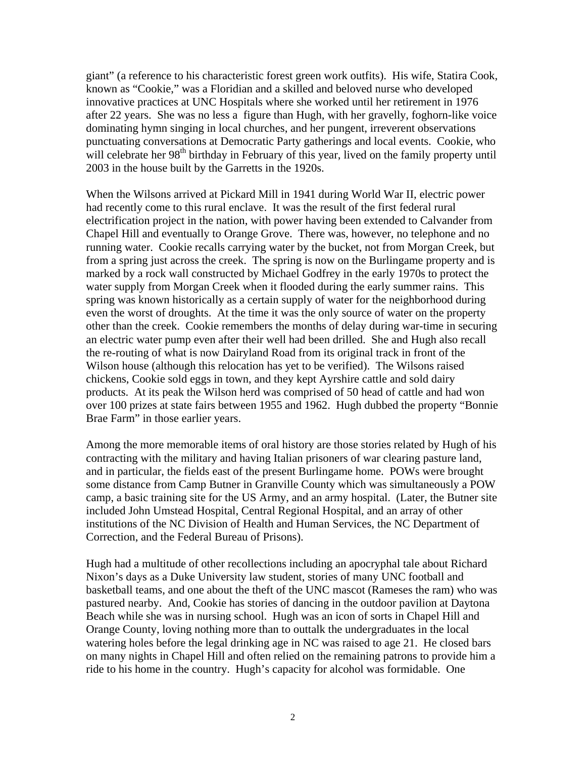giant" (a reference to his characteristic forest green work outfits). His wife, Statira Cook, known as "Cookie," was a Floridian and a skilled and beloved nurse who developed innovative practices at UNC Hospitals where she worked until her retirement in 1976 after 22 years. She was no less a figure than Hugh, with her gravelly, foghorn-like voice dominating hymn singing in local churches, and her pungent, irreverent observations punctuating conversations at Democratic Party gatherings and local events. Cookie, who will celebrate her 98th birthday in February of this year, lived on the family property until 2003 in the house built by the Garretts in the 1920s.

When the Wilsons arrived at Pickard Mill in 1941 during World War II, electric power had recently come to this rural enclave. It was the result of the first federal rural electrification project in the nation, with power having been extended to Calvander from Chapel Hill and eventually to Orange Grove. There was, however, no telephone and no running water. Cookie recalls carrying water by the bucket, not from Morgan Creek, but from a spring just across the creek. The spring is now on the Burlingame property and is marked by a rock wall constructed by Michael Godfrey in the early 1970s to protect the water supply from Morgan Creek when it flooded during the early summer rains. This spring was known historically as a certain supply of water for the neighborhood during even the worst of droughts. At the time it was the only source of water on the property other than the creek. Cookie remembers the months of delay during war-time in securing an electric water pump even after their well had been drilled. She and Hugh also recall the re-routing of what is now Dairyland Road from its original track in front of the Wilson house (although this relocation has yet to be verified). The Wilsons raised chickens, Cookie sold eggs in town, and they kept Ayrshire cattle and sold dairy products. At its peak the Wilson herd was comprised of 50 head of cattle and had won over 100 prizes at state fairs between 1955 and 1962. Hugh dubbed the property "Bonnie Brae Farm" in those earlier years.

Among the more memorable items of oral history are those stories related by Hugh of his contracting with the military and having Italian prisoners of war clearing pasture land, and in particular, the fields east of the present Burlingame home. POWs were brought some distance from Camp Butner in Granville County which was simultaneously a POW camp, a basic training site for the US Army, and an army hospital. (Later, the Butner site included John Umstead Hospital, Central Regional Hospital, and an array of other institutions of the NC Division of Health and Human Services, the NC Department of Correction, and the Federal Bureau of Prisons).

Hugh had a multitude of other recollections including an apocryphal tale about Richard Nixon's days as a Duke University law student, stories of many UNC football and basketball teams, and one about the theft of the UNC mascot (Rameses the ram) who was pastured nearby. And, Cookie has stories of dancing in the outdoor pavilion at Daytona Beach while she was in nursing school. Hugh was an icon of sorts in Chapel Hill and Orange County, loving nothing more than to outtalk the undergraduates in the local watering holes before the legal drinking age in NC was raised to age 21. He closed bars on many nights in Chapel Hill and often relied on the remaining patrons to provide him a ride to his home in the country. Hugh's capacity for alcohol was formidable. One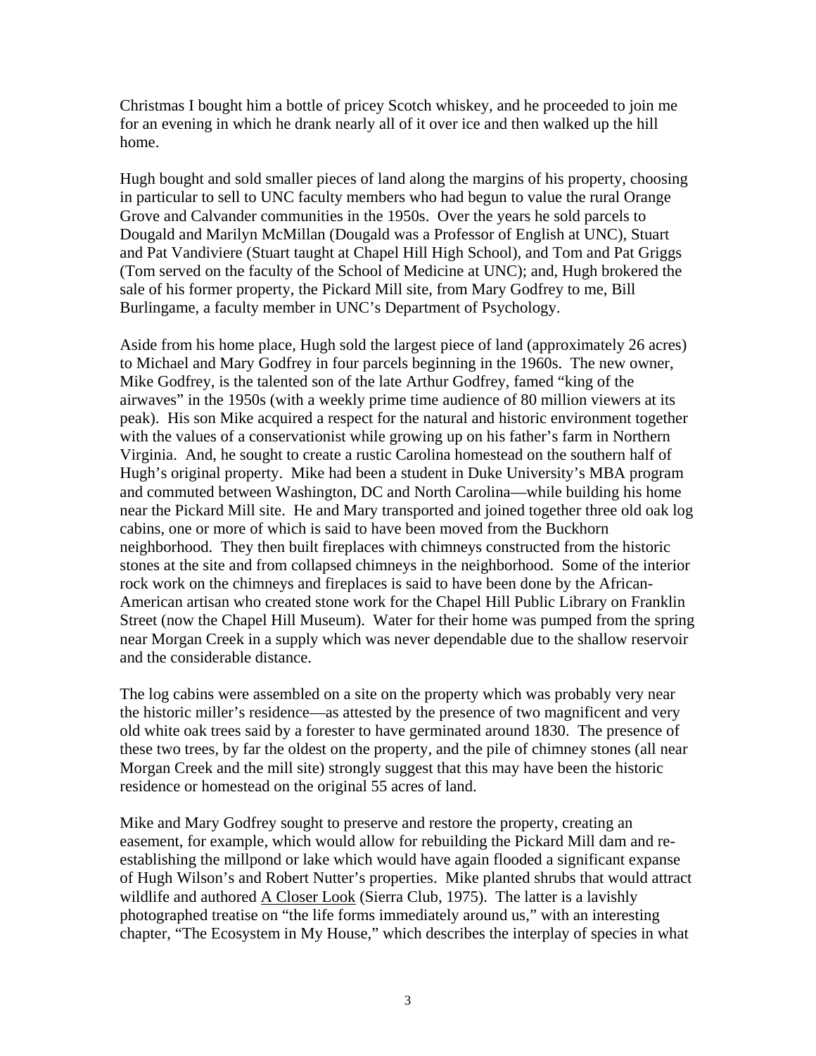Christmas I bought him a bottle of pricey Scotch whiskey, and he proceeded to join me for an evening in which he drank nearly all of it over ice and then walked up the hill home.

Hugh bought and sold smaller pieces of land along the margins of his property, choosing in particular to sell to UNC faculty members who had begun to value the rural Orange Grove and Calvander communities in the 1950s. Over the years he sold parcels to Dougald and Marilyn McMillan (Dougald was a Professor of English at UNC), Stuart and Pat Vandiviere (Stuart taught at Chapel Hill High School), and Tom and Pat Griggs (Tom served on the faculty of the School of Medicine at UNC); and, Hugh brokered the sale of his former property, the Pickard Mill site, from Mary Godfrey to me, Bill Burlingame, a faculty member in UNC's Department of Psychology.

Aside from his home place, Hugh sold the largest piece of land (approximately 26 acres) to Michael and Mary Godfrey in four parcels beginning in the 1960s. The new owner, Mike Godfrey, is the talented son of the late Arthur Godfrey, famed "king of the airwaves" in the 1950s (with a weekly prime time audience of 80 million viewers at its peak). His son Mike acquired a respect for the natural and historic environment together with the values of a conservationist while growing up on his father's farm in Northern Virginia. And, he sought to create a rustic Carolina homestead on the southern half of Hugh's original property. Mike had been a student in Duke University's MBA program and commuted between Washington, DC and North Carolina—while building his home near the Pickard Mill site. He and Mary transported and joined together three old oak log cabins, one or more of which is said to have been moved from the Buckhorn neighborhood. They then built fireplaces with chimneys constructed from the historic stones at the site and from collapsed chimneys in the neighborhood. Some of the interior rock work on the chimneys and fireplaces is said to have been done by the African-American artisan who created stone work for the Chapel Hill Public Library on Franklin Street (now the Chapel Hill Museum). Water for their home was pumped from the spring near Morgan Creek in a supply which was never dependable due to the shallow reservoir and the considerable distance.

The log cabins were assembled on a site on the property which was probably very near the historic miller's residence—as attested by the presence of two magnificent and very old white oak trees said by a forester to have germinated around 1830. The presence of these two trees, by far the oldest on the property, and the pile of chimney stones (all near Morgan Creek and the mill site) strongly suggest that this may have been the historic residence or homestead on the original 55 acres of land.

Mike and Mary Godfrey sought to preserve and restore the property, creating an easement, for example, which would allow for rebuilding the Pickard Mill dam and re-establishing the millpond or lake which would have again flooded a significant expanse of Hugh Wilson's and Robert Nutter's properties. Mike planted shrubs that would attract wildlife and authored <u>A Closer Look</u> (Sierra Club, 1975). The latter is a lavishly photographed treatise on "the life forms immediately around us," with an interesting chapter, "The Ecosystem in My House," which describes the interplay of species in what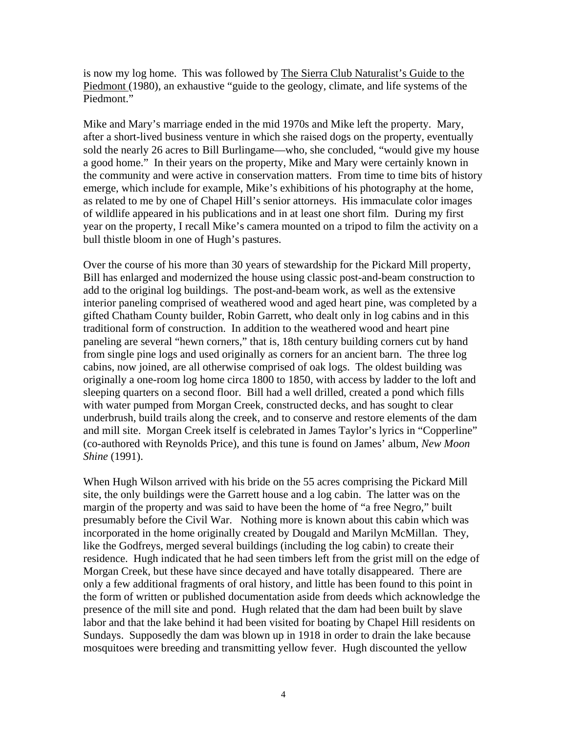is now my log home. This was followed by The Sierra Club Naturalist's Guide to the Piedmont (1980), an exhaustive "guide to the geology, climate, and life systems of the Piedmont."

Mike and Mary's marriage ended in the mid 1970s and Mike left the property. Mary, after a short-lived business venture in which she raised dogs on the property, eventually sold the nearly 26 acres to Bill Burlingame—who, she concluded, "would give my house a good home." In their years on the property, Mike and Mary were certainly known in the community and were active in conservation matters. From time to time bits of history emerge, which include for example, Mike's exhibitions of his photography at the home, as related to me by one of Chapel Hill's senior attorneys. His immaculate color images of wildlife appeared in his publications and in at least one short film. During my first year on the property, I recall Mike's camera mounted on a tripod to film the activity on a bull thistle bloom in one of Hugh's pastures.

Over the course of his more than 30 years of stewardship for the Pickard Mill property, Bill has enlarged and modernized the house using classic post-and-beam construction to add to the original log buildings. The post-and-beam work, as well as the extensive interior paneling comprised of weathered wood and aged heart pine, was completed by a gifted Chatham County builder, Robin Garrett, who dealt only in log cabins and in this traditional form of construction. In addition to the weathered wood and heart pine paneling are several "hewn corners," that is, 18th century building corners cut by hand from single pine logs and used originally as corners for an ancient barn. The three log cabins, now joined, are all otherwise comprised of oak logs. The oldest building was originally a one-room log home circa 1800 to 1850, with access by ladder to the loft and sleeping quarters on a second floor. Bill had a well drilled, created a pond which fills with water pumped from Morgan Creek, constructed decks, and has sought to clear underbrush, build trails along the creek, and to conserve and restore elements of the dam and mill site. Morgan Creek itself is celebrated in James Taylor's lyrics in "Copperline" (co-authored with Reynolds Price), and this tune is found on James' album, *New Moon Shine* (1991).

When Hugh Wilson arrived with his bride on the 55 acres comprising the Pickard Mill site, the only buildings were the Garrett house and a log cabin. The latter was on the margin of the property and was said to have been the home of "a free Negro," built presumably before the Civil War. Nothing more is known about this cabin which was incorporated in the home originally created by Dougald and Marilyn McMillan. They, like the Godfreys, merged several buildings (including the log cabin) to create their residence. Hugh indicated that he had seen timbers left from the grist mill on the edge of Morgan Creek, but these have since decayed and have totally disappeared. There are only a few additional fragments of oral history, and little has been found to this point in the form of written or published documentation aside from deeds which acknowledge the presence of the mill site and pond. Hugh related that the dam had been built by slave labor and that the lake behind it had been visited for boating by Chapel Hill residents on Sundays. Supposedly the dam was blown up in 1918 in order to drain the lake because mosquitoes were breeding and transmitting yellow fever. Hugh discounted the yellow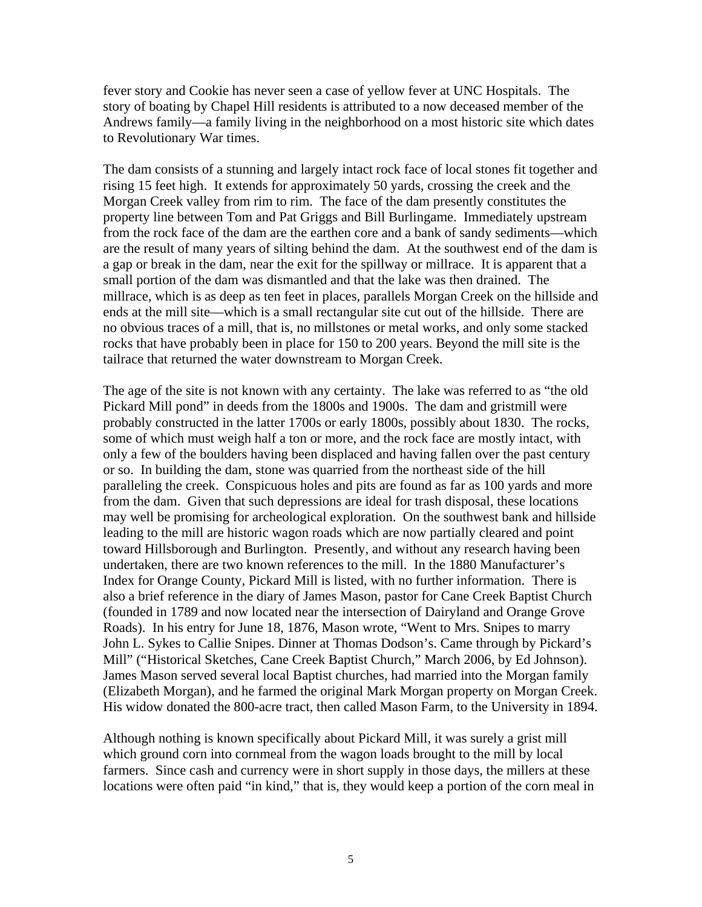fever story and Cookie has never seen a case of yellow fever at UNC Hospitals. The story of boating by Chapel Hill residents is attributed to a now deceased member of the Andrews family—a family living in the neighborhood on a most historic site which dates to Revolutionary War times.

The dam consists of a stunning and largely intact rock face of local stones fit together and rising 15 feet high. It extends for approximately 50 yards, crossing the creek and the Morgan Creek valley from rim to rim. The face of the dam presently constitutes the property line between Tom and Pat Griggs and Bill Burlingame. Immediately upstream from the rock face of the dam are the earthen core and a bank of sandy sediments—which are the result of many years of silting behind the dam. At the southwest end of the dam is a gap or break in the dam, near the exit for the spillway or millrace. It is apparent that a small portion of the dam was dismantled and that the lake was then drained. The millrace, which is as deep as ten feet in places, parallels Morgan Creek on the hillside and ends at the mill site—which is a small rectangular site cut out of the hillside. There are no obvious traces of a mill, that is, no millstones or metal works, and only some stacked rocks that have probably been in place for 150 to 200 years. Beyond the mill site is the tailrace that returned the water downstream to Morgan Creek.

The age of the site is not known with any certainty. The lake was referred to as "the old Pickard Mill pond" in deeds from the 1800s and 1900s. The dam and gristmill were probably constructed in the latter 1700s or early 1800s, possibly about 1830. The rocks, some of which must weigh half a ton or more, and the rock face are mostly intact, with only a few of the boulders having been displaced and having fallen over the past century or so. In building the dam, stone was quarried from the northeast side of the hill paralleling the creek. Conspicuous holes and pits are found as far as 100 yards and more from the dam. Given that such depressions are ideal for trash disposal, these locations may well be promising for archeological exploration. On the southwest bank and hillside leading to the mill are historic wagon roads which are now partially cleared and point toward Hillsborough and Burlington. Presently, and without any research having been undertaken, there are two known references to the mill. In the 1880 Manufacturer's Index for Orange County, Pickard Mill is listed, with no further information. There is also a brief reference in the diary of James Mason, pastor for Cane Creek Baptist Church (founded in 1789 and now located near the intersection of Dairyland and Orange Grove Roads). In his entry for June 18, 1876, Mason wrote, "Went to Mrs. Snipes to marry John L. Sykes to Callie Snipes. Dinner at Thomas Dodson's. Came through by Pickard's Mill" ("Historical Sketches, Cane Creek Baptist Church," March 2006, by Ed Johnson). James Mason served several local Baptist churches, had married into the Morgan family (Elizabeth Morgan), and he farmed the original Mark Morgan property on Morgan Creek. His widow donated the 800-acre tract, then called Mason Farm, to the University in 1894.

Although nothing is known specifically about Pickard Mill, it was surely a grist mill which ground corn into cornmeal from the wagon loads brought to the mill by local farmers. Since cash and currency were in short supply in those days, the millers at these locations were often paid "in kind," that is, they would keep a portion of the corn meal in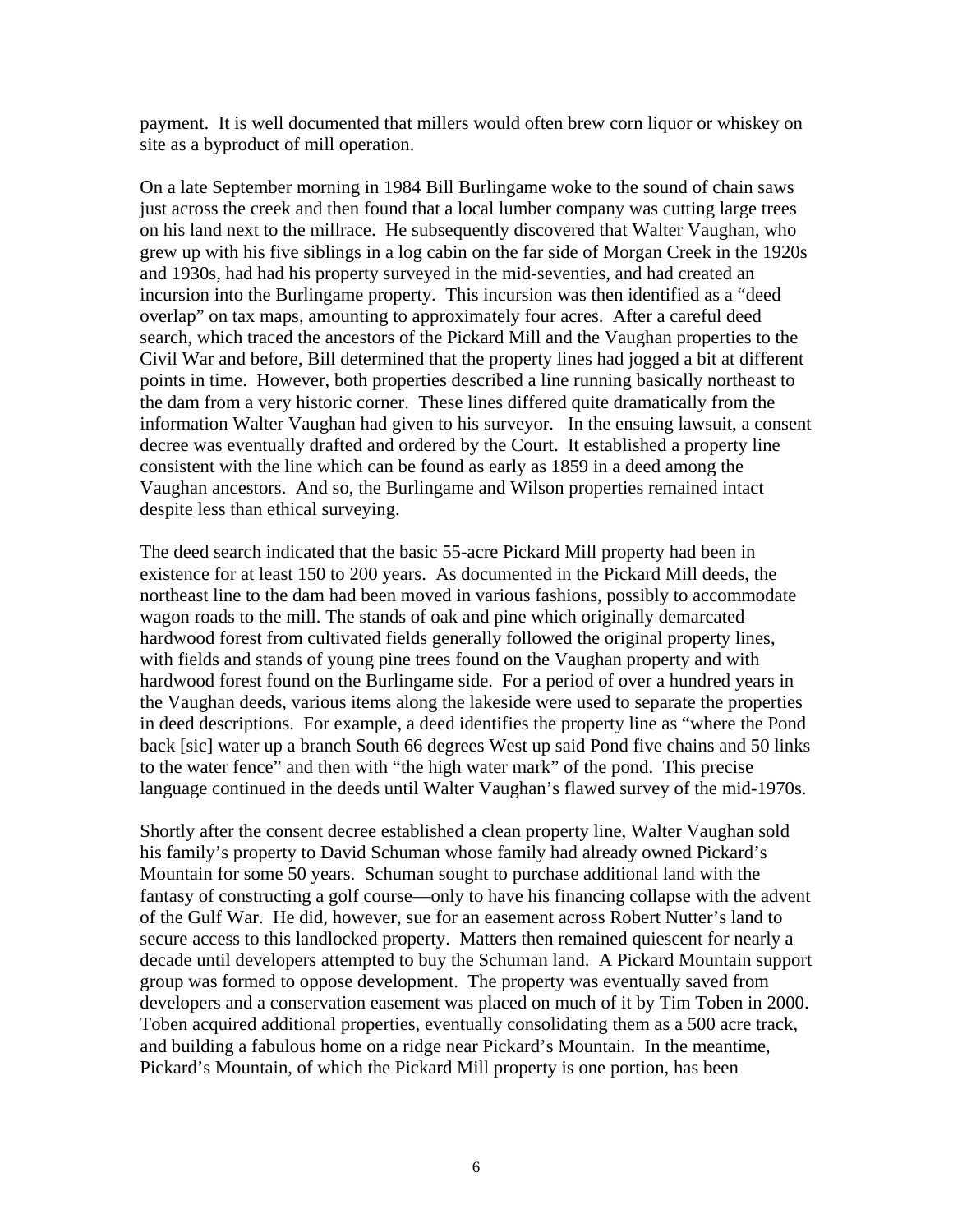payment. It is well documented that millers would often brew corn liquor or whiskey on site as a byproduct of mill operation.

On a late September morning in 1984 Bill Burlingame woke to the sound of chain saws just across the creek and then found that a local lumber company was cutting large trees on his land next to the millrace. He subsequently discovered that Walter Vaughan, who grew up with his five siblings in a log cabin on the far side of Morgan Creek in the 1920s and 1930s, had had his property surveyed in the mid-seventies, and had created an incursion into the Burlingame property. This incursion was then identified as a "deed overlap" on tax maps, amounting to approximately four acres. After a careful deed search, which traced the ancestors of the Pickard Mill and the Vaughan properties to the Civil War and before, Bill determined that the property lines had jogged a bit at different points in time. However, both properties described a line running basically northeast to the dam from a very historic corner. These lines differed quite dramatically from the information Walter Vaughan had given to his surveyor. In the ensuing lawsuit, a consent decree was eventually drafted and ordered by the Court. It established a property line consistent with the line which can be found as early as 1859 in a deed among the Vaughan ancestors. And so, the Burlingame and Wilson properties remained intact despite less than ethical surveying.

The deed search indicated that the basic 55-acre Pickard Mill property had been in existence for at least 150 to 200 years. As documented in the Pickard Mill deeds, the northeast line to the dam had been moved in various fashions, possibly to accommodate wagon roads to the mill. The stands of oak and pine which originally demarcated hardwood forest from cultivated fields generally followed the original property lines, with fields and stands of young pine trees found on the Vaughan property and with hardwood forest found on the Burlingame side. For a period of over a hundred years in the Vaughan deeds, various items along the lakeside were used to separate the properties in deed descriptions. For example, a deed identifies the property line as "where the Pond back [sic] water up a branch South 66 degrees West up said Pond five chains and 50 links to the water fence" and then with "the high water mark" of the pond. This precise language continued in the deeds until Walter Vaughan's flawed survey of the mid-1970s.

Shortly after the consent decree established a clean property line, Walter Vaughan sold his family's property to David Schuman whose family had already owned Pickard's Mountain for some 50 years. Schuman sought to purchase additional land with the fantasy of constructing a golf course—only to have his financing collapse with the advent of the Gulf War. He did, however, sue for an easement across Robert Nutter's land to secure access to this landlocked property. Matters then remained quiescent for nearly a decade until developers attempted to buy the Schuman land. A Pickard Mountain support group was formed to oppose development. The property was eventually saved from developers and a conservation easement was placed on much of it by Tim Toben in 2000. Toben acquired additional properties, eventually consolidating them as a 500 acre track, and building a fabulous home on a ridge near Pickard's Mountain. In the meantime, Pickard's Mountain, of which the Pickard Mill property is one portion, has been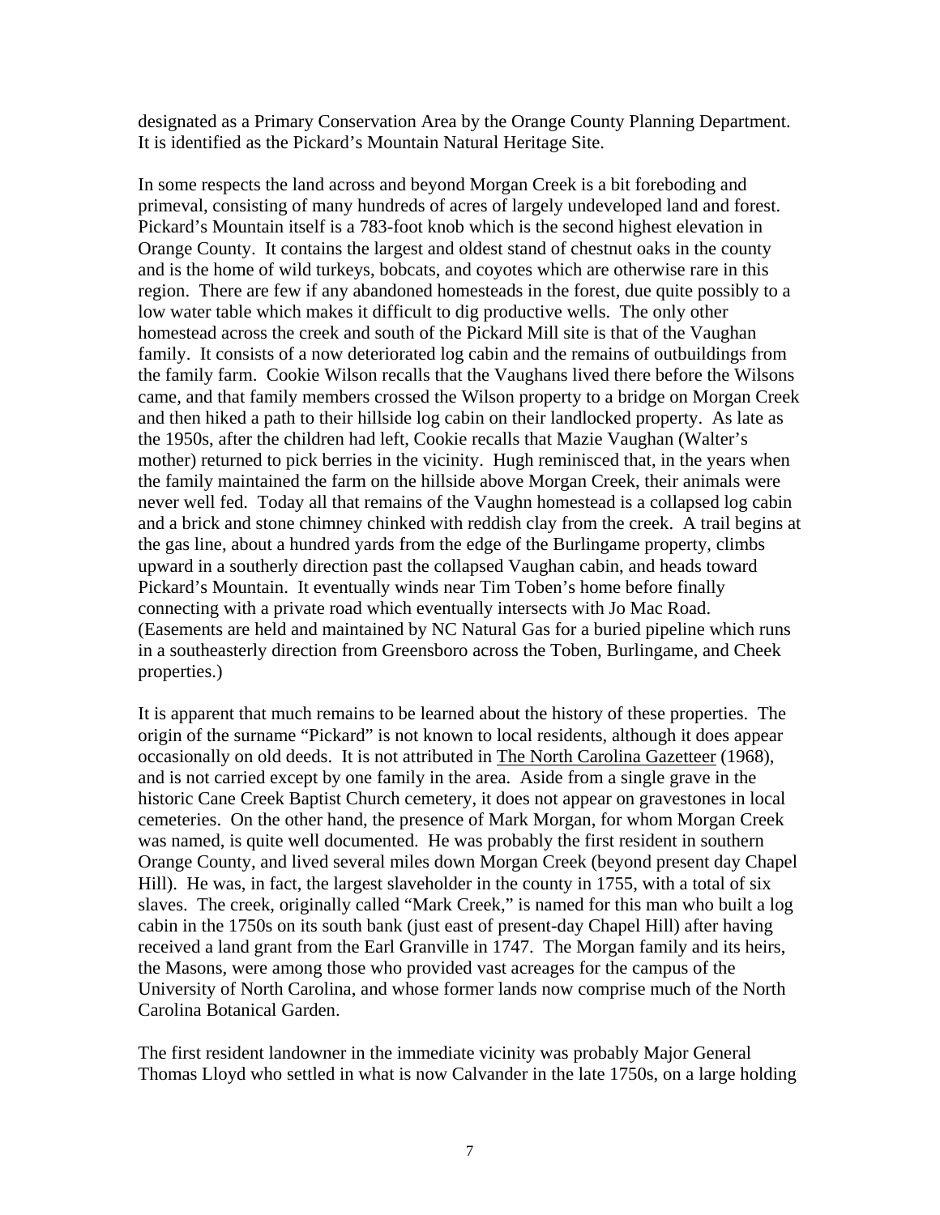designated as a Primary Conservation Area by the Orange County Planning Department. It is identified as the Pickard's Mountain Natural Heritage Site.

In some respects the land across and beyond Morgan Creek is a bit foreboding and primeval, consisting of many hundreds of acres of largely undeveloped land and forest. Pickard's Mountain itself is a 783-foot knob which is the second highest elevation in Orange County. It contains the largest and oldest stand of chestnut oaks in the county and is the home of wild turkeys, bobcats, and coyotes which are otherwise rare in this region. There are few if any abandoned homesteads in the forest, due quite possibly to a low water table which makes it difficult to dig productive wells. The only other homestead across the creek and south of the Pickard Mill site is that of the Vaughan family. It consists of a now deteriorated log cabin and the remains of outbuildings from the family farm. Cookie Wilson recalls that the Vaughans lived there before the Wilsons came, and that family members crossed the Wilson property to a bridge on Morgan Creek and then hiked a path to their hillside log cabin on their landlocked property. As late as the 1950s, after the children had left, Cookie recalls that Mazie Vaughan (Walter's mother) returned to pick berries in the vicinity. Hugh reminisced that, in the years when the family maintained the farm on the hillside above Morgan Creek, their animals were never well fed. Today all that remains of the Vaughn homestead is a collapsed log cabin and a brick and stone chimney chinked with reddish clay from the creek. A trail begins at the gas line, about a hundred yards from the edge of the Burlingame property, climbs upward in a southerly direction past the collapsed Vaughan cabin, and heads toward Pickard's Mountain. It eventually winds near Tim Toben's home before finally connecting with a private road which eventually intersects with Jo Mac Road. (Easements are held and maintained by NC Natural Gas for a buried pipeline which runs in a southeasterly direction from Greensboro across the Toben, Burlingame, and Cheek properties.)

It is apparent that much remains to be learned about the history of these properties. The origin of the surname "Pickard" is not known to local residents, although it does appear occasionally on old deeds. It is not attributed in <u>The North Carolina Gazetteer</u> (1968), and is not carried except by one family in the area. Aside from a single grave in the historic Cane Creek Baptist Church cemetery, it does not appear on gravestones in local cemeteries. On the other hand, the presence of Mark Morgan, for whom Morgan Creek was named, is quite well documented. He was probably the first resident in southern Orange County, and lived several miles down Morgan Creek (beyond present day Chapel Hill). He was, in fact, the largest slaveholder in the county in 1755, with a total of six slaves. The creek, originally called "Mark Creek," is named for this man who built a log cabin in the 1750s on its south bank (just east of present-day Chapel Hill) after having received a land grant from the Earl Granville in 1747. The Morgan family and its heirs, the Masons, were among those who provided vast acreages for the campus of the University of North Carolina, and whose former lands now comprise much of the North Carolina Botanical Garden.

The first resident landowner in the immediate vicinity was probably Major General Thomas Lloyd who settled in what is now Calvander in the late 1750s, on a large holding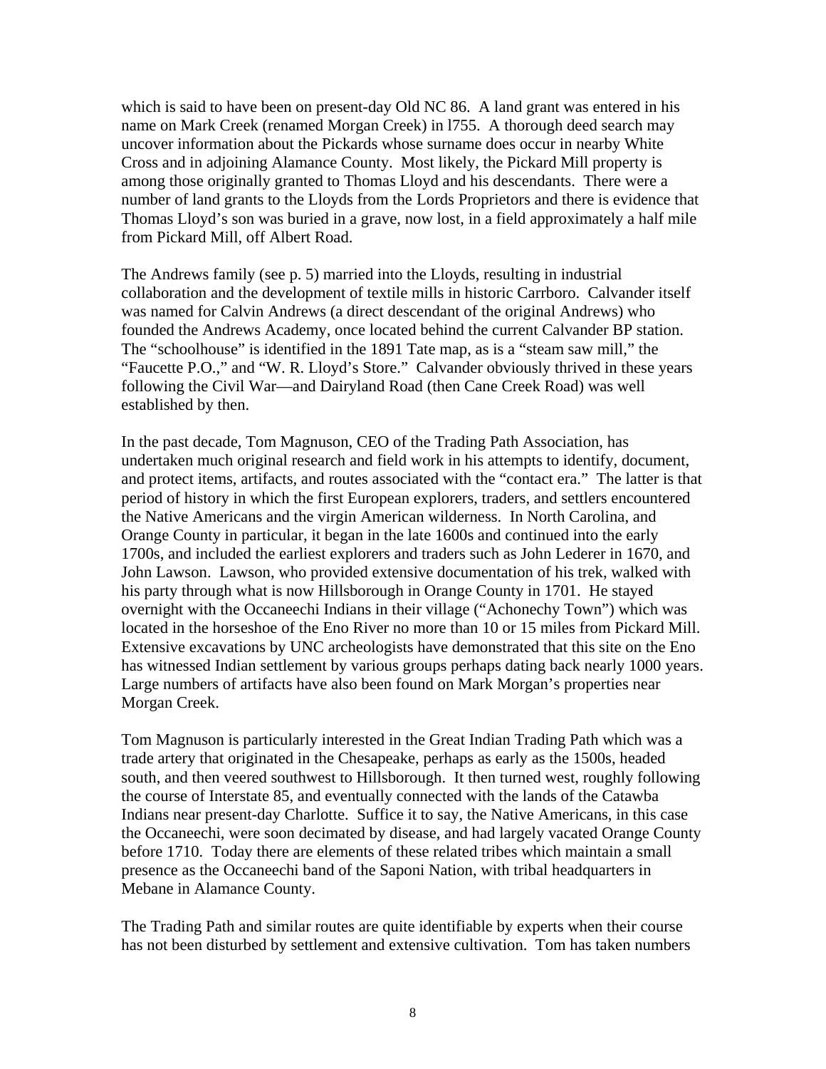which is said to have been on present-day Old NC 86. A land grant was entered in his name on Mark Creek (renamed Morgan Creek) in l755. A thorough deed search may uncover information about the Pickards whose surname does occur in nearby White Cross and in adjoining Alamance County. Most likely, the Pickard Mill property is among those originally granted to Thomas Lloyd and his descendants. There were a number of land grants to the Lloyds from the Lords Proprietors and there is evidence that Thomas Lloyd's son was buried in a grave, now lost, in a field approximately a half mile from Pickard Mill, off Albert Road.

The Andrews family (see p. 5) married into the Lloyds, resulting in industrial collaboration and the development of textile mills in historic Carrboro. Calvander itself was named for Calvin Andrews (a direct descendant of the original Andrews) who founded the Andrews Academy, once located behind the current Calvander BP station. The "schoolhouse" is identified in the 1891 Tate map, as is a "steam saw mill," the "Faucette P.O.," and "W. R. Lloyd's Store." Calvander obviously thrived in these years following the Civil War—and Dairyland Road (then Cane Creek Road) was well established by then.

In the past decade, Tom Magnuson, CEO of the Trading Path Association, has undertaken much original research and field work in his attempts to identify, document, and protect items, artifacts, and routes associated with the "contact era." The latter is that period of history in which the first European explorers, traders, and settlers encountered the Native Americans and the virgin American wilderness. In North Carolina, and Orange County in particular, it began in the late 1600s and continued into the early 1700s, and included the earliest explorers and traders such as John Lederer in 1670, and John Lawson. Lawson, who provided extensive documentation of his trek, walked with his party through what is now Hillsborough in Orange County in 1701. He stayed overnight with the Occaneechi Indians in their village ("Achonechy Town") which was located in the horseshoe of the Eno River no more than 10 or 15 miles from Pickard Mill. Extensive excavations by UNC archeologists have demonstrated that this site on the Eno has witnessed Indian settlement by various groups perhaps dating back nearly 1000 years. Large numbers of artifacts have also been found on Mark Morgan's properties near Morgan Creek.

Tom Magnuson is particularly interested in the Great Indian Trading Path which was a trade artery that originated in the Chesapeake, perhaps as early as the 1500s, headed south, and then veered southwest to Hillsborough. It then turned west, roughly following the course of Interstate 85, and eventually connected with the lands of the Catawba Indians near present-day Charlotte. Suffice it to say, the Native Americans, in this case the Occaneechi, were soon decimated by disease, and had largely vacated Orange County before 1710. Today there are elements of these related tribes which maintain a small presence as the Occaneechi band of the Saponi Nation, with tribal headquarters in Mebane in Alamance County.

The Trading Path and similar routes are quite identifiable by experts when their course has not been disturbed by settlement and extensive cultivation. Tom has taken numbers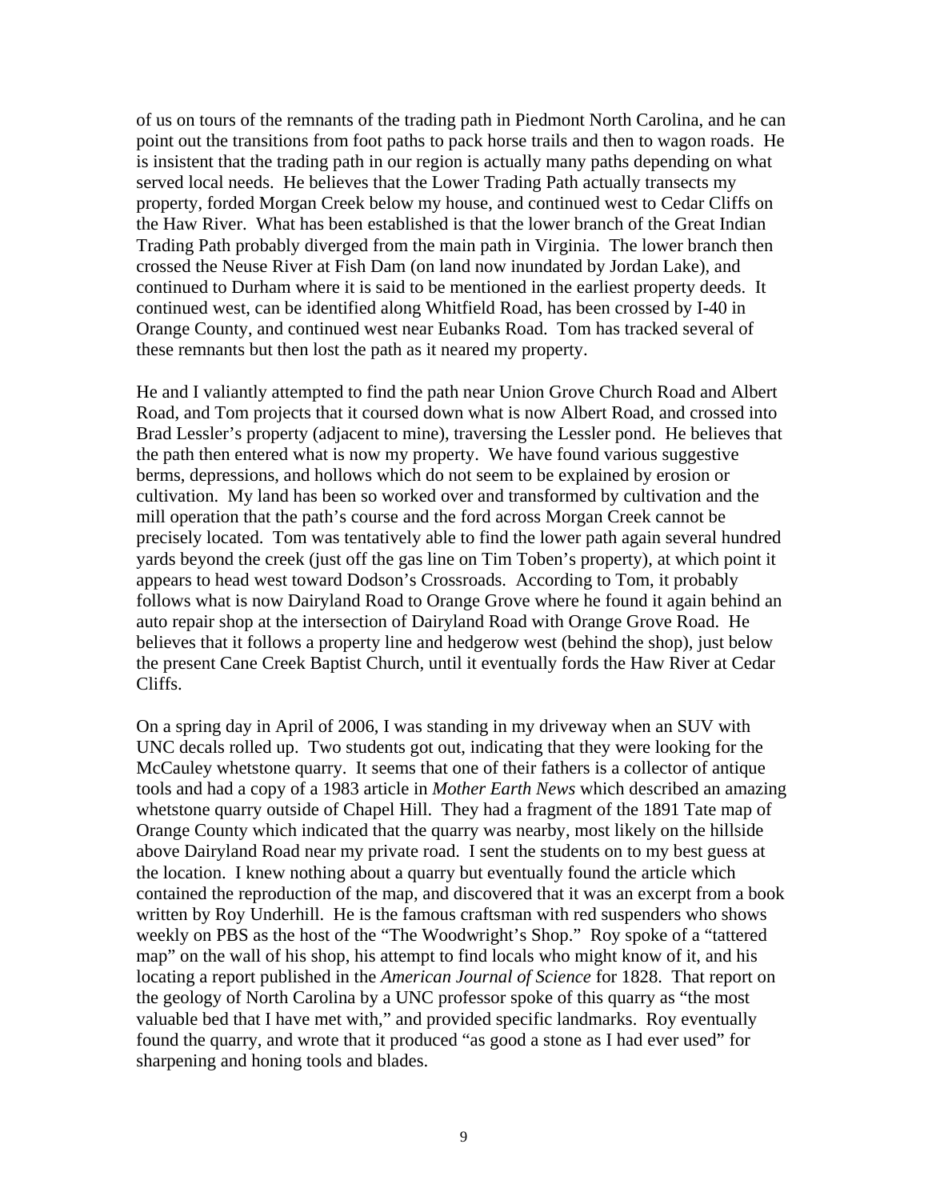of us on tours of the remnants of the trading path in Piedmont North Carolina, and he can point out the transitions from foot paths to pack horse trails and then to wagon roads. He is insistent that the trading path in our region is actually many paths depending on what served local needs. He believes that the Lower Trading Path actually transects my property, forded Morgan Creek below my house, and continued west to Cedar Cliffs on the Haw River. What has been established is that the lower branch of the Great Indian Trading Path probably diverged from the main path in Virginia. The lower branch then crossed the Neuse River at Fish Dam (on land now inundated by Jordan Lake), and continued to Durham where it is said to be mentioned in the earliest property deeds. It continued west, can be identified along Whitfield Road, has been crossed by I-40 in Orange County, and continued west near Eubanks Road. Tom has tracked several of these remnants but then lost the path as it neared my property.

He and I valiantly attempted to find the path near Union Grove Church Road and Albert Road, and Tom projects that it coursed down what is now Albert Road, and crossed into Brad Lessler's property (adjacent to mine), traversing the Lessler pond. He believes that the path then entered what is now my property. We have found various suggestive berms, depressions, and hollows which do not seem to be explained by erosion or cultivation. My land has been so worked over and transformed by cultivation and the mill operation that the path's course and the ford across Morgan Creek cannot be precisely located. Tom was tentatively able to find the lower path again several hundred yards beyond the creek (just off the gas line on Tim Toben's property), at which point it appears to head west toward Dodson's Crossroads. According to Tom, it probably follows what is now Dairyland Road to Orange Grove where he found it again behind an auto repair shop at the intersection of Dairyland Road with Orange Grove Road. He believes that it follows a property line and hedgerow west (behind the shop), just below the present Cane Creek Baptist Church, until it eventually fords the Haw River at Cedar Cliffs.

On a spring day in April of 2006, I was standing in my driveway when an SUV with UNC decals rolled up. Two students got out, indicating that they were looking for the McCauley whetstone quarry. It seems that one of their fathers is a collector of antique tools and had a copy of a 1983 article in *Mother Earth News* which described an amazing whetstone quarry outside of Chapel Hill. They had a fragment of the 1891 Tate map of Orange County which indicated that the quarry was nearby, most likely on the hillside above Dairyland Road near my private road. I sent the students on to my best guess at the location. I knew nothing about a quarry but eventually found the article which contained the reproduction of the map, and discovered that it was an excerpt from a book written by Roy Underhill. He is the famous craftsman with red suspenders who shows weekly on PBS as the host of the "The Woodwright's Shop." Roy spoke of a "tattered map" on the wall of his shop, his attempt to find locals who might know of it, and his locating a report published in the *American Journal of Science* for 1828. That report on the geology of North Carolina by a UNC professor spoke of this quarry as "the most valuable bed that I have met with," and provided specific landmarks. Roy eventually found the quarry, and wrote that it produced "as good a stone as I had ever used" for sharpening and honing tools and blades.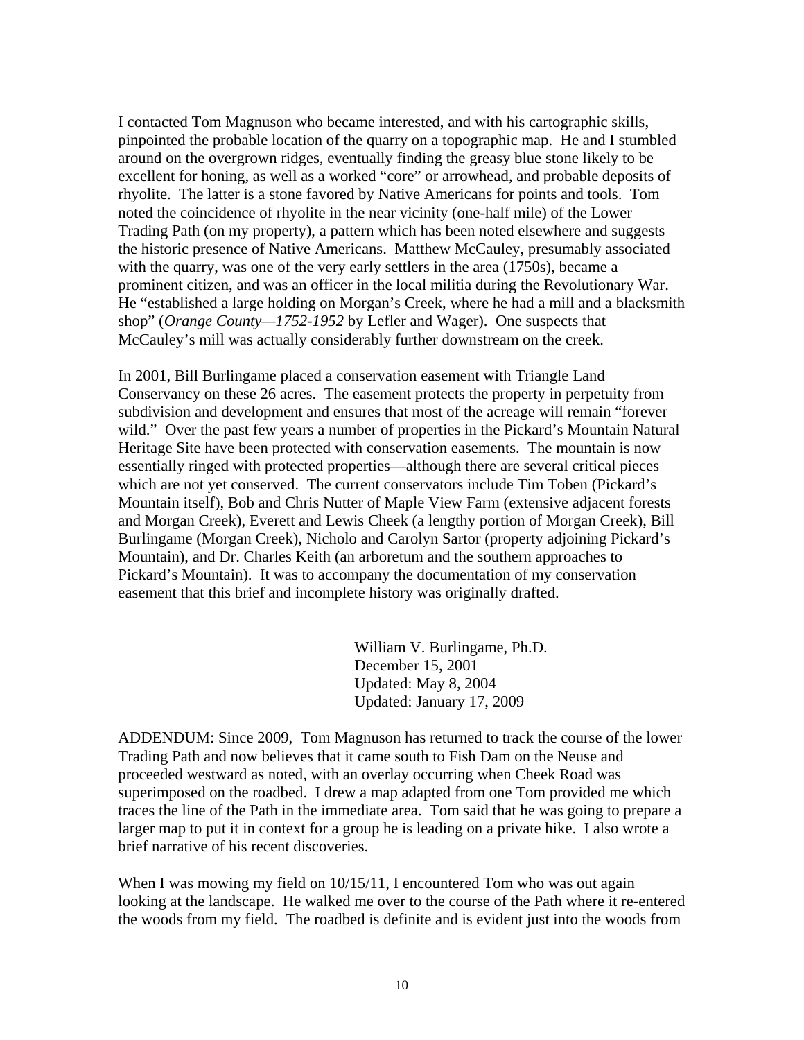I contacted Tom Magnuson who became interested, and with his cartographic skills, pinpointed the probable location of the quarry on a topographic map. He and I stumbled around on the overgrown ridges, eventually finding the greasy blue stone likely to be excellent for honing, as well as a worked "core" or arrowhead, and probable deposits of rhyolite. The latter is a stone favored by Native Americans for points and tools. Tom noted the coincidence of rhyolite in the near vicinity (one-half mile) of the Lower Trading Path (on my property), a pattern which has been noted elsewhere and suggests the historic presence of Native Americans. Matthew McCauley, presumably associated with the quarry, was one of the very early settlers in the area (1750s), became a prominent citizen, and was an officer in the local militia during the Revolutionary War. He "established a large holding on Morgan's Creek, where he had a mill and a blacksmith shop" (*Orange County—1752-1952* by Lefler and Wager). One suspects that McCauley's mill was actually considerably further downstream on the creek.

In 2001, Bill Burlingame placed a conservation easement with Triangle Land Conservancy on these 26 acres. The easement protects the property in perpetuity from subdivision and development and ensures that most of the acreage will remain "forever wild." Over the past few years a number of properties in the Pickard's Mountain Natural Heritage Site have been protected with conservation easements. The mountain is now essentially ringed with protected properties—although there are several critical pieces which are not yet conserved. The current conservators include Tim Toben (Pickard's Mountain itself), Bob and Chris Nutter of Maple View Farm (extensive adjacent forests and Morgan Creek), Everett and Lewis Cheek (a lengthy portion of Morgan Creek), Bill Burlingame (Morgan Creek), Nicholo and Carolyn Sartor (property adjoining Pickard's Mountain), and Dr. Charles Keith (an arboretum and the southern approaches to Pickard's Mountain). It was to accompany the documentation of my conservation easement that this brief and incomplete history was originally drafted.

William V. Burlingame, Ph.D.
December 15, 2001
Updated: May 8, 2004
Updated: January 17, 2009

ADDENDUM: Since 2009, Tom Magnuson has returned to track the course of the lower Trading Path and now believes that it came south to Fish Dam on the Neuse and proceeded westward as noted, with an overlay occurring when Cheek Road was superimposed on the roadbed. I drew a map adapted from one Tom provided me which traces the line of the Path in the immediate area. Tom said that he was going to prepare a larger map to put it in context for a group he is leading on a private hike. I also wrote a brief narrative of his recent discoveries.

When I was mowing my field on 10/15/11, I encountered Tom who was out again looking at the landscape. He walked me over to the course of the Path where it re-entered the woods from my field. The roadbed is definite and is evident just into the woods from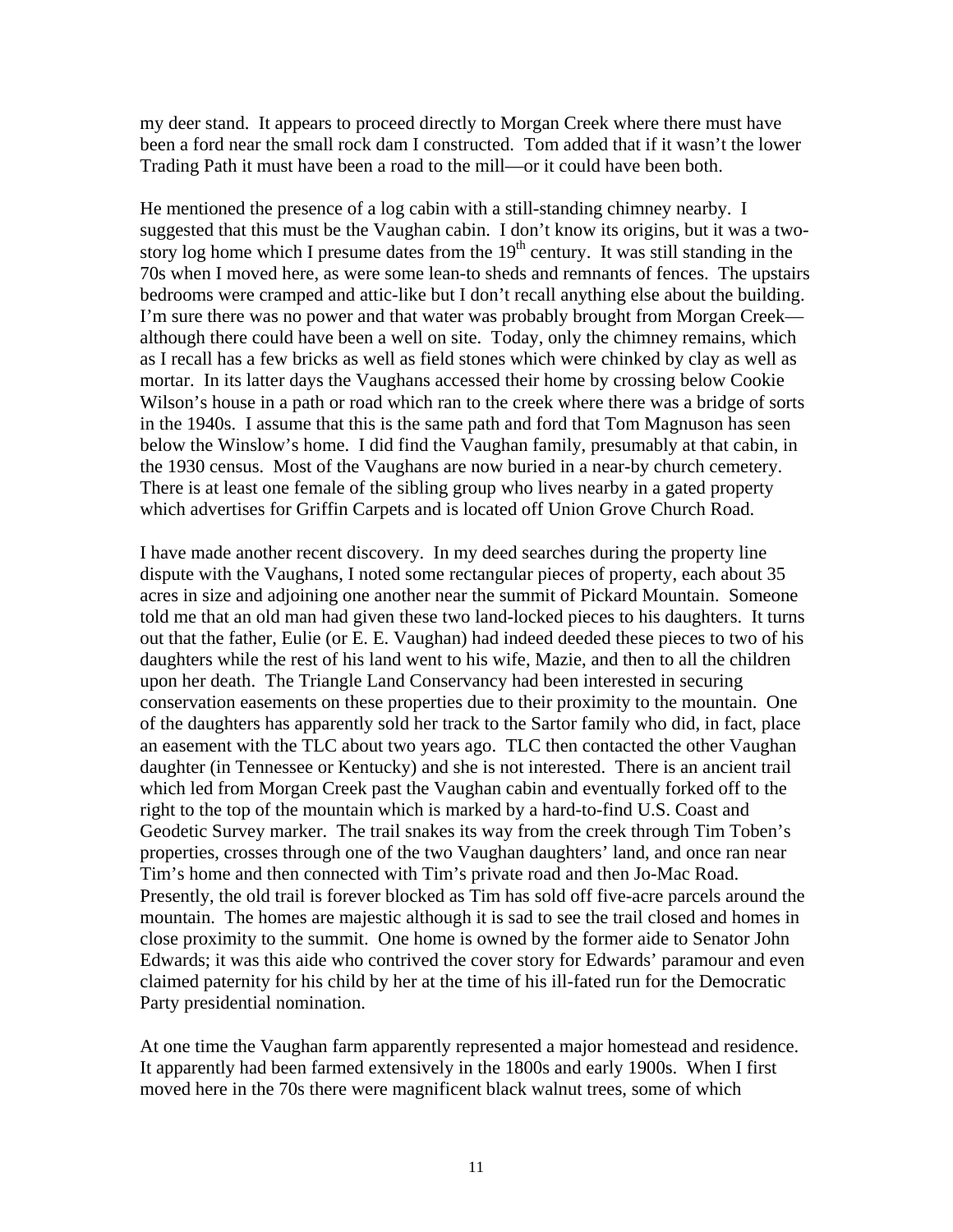my deer stand. It appears to proceed directly to Morgan Creek where there must have been a ford near the small rock dam I constructed. Tom added that if it wasn't the lower Trading Path it must have been a road to the mill—or it could have been both.

He mentioned the presence of a log cabin with a still-standing chimney nearby. I suggested that this must be the Vaughan cabin. I don't know its origins, but it was a two-story log home which I presume dates from the 19th century. It was still standing in the 70s when I moved here, as were some lean-to sheds and remnants of fences. The upstairs bedrooms were cramped and attic-like but I don't recall anything else about the building. I'm sure there was no power and that water was probably brought from Morgan Creek—although there could have been a well on site. Today, only the chimney remains, which as I recall has a few bricks as well as field stones which were chinked by clay as well as mortar. In its latter days the Vaughans accessed their home by crossing below Cookie Wilson's house in a path or road which ran to the creek where there was a bridge of sorts in the 1940s. I assume that this is the same path and ford that Tom Magnuson has seen below the Winslow's home. I did find the Vaughan family, presumably at that cabin, in the 1930 census. Most of the Vaughans are now buried in a near-by church cemetery. There is at least one female of the sibling group who lives nearby in a gated property which advertises for Griffin Carpets and is located off Union Grove Church Road.

I have made another recent discovery. In my deed searches during the property line dispute with the Vaughans, I noted some rectangular pieces of property, each about 35 acres in size and adjoining one another near the summit of Pickard Mountain. Someone told me that an old man had given these two land-locked pieces to his daughters. It turns out that the father, Eulie (or E. E. Vaughan) had indeed deeded these pieces to two of his daughters while the rest of his land went to his wife, Mazie, and then to all the children upon her death. The Triangle Land Conservancy had been interested in securing conservation easements on these properties due to their proximity to the mountain. One of the daughters has apparently sold her track to the Sartor family who did, in fact, place an easement with the TLC about two years ago. TLC then contacted the other Vaughan daughter (in Tennessee or Kentucky) and she is not interested. There is an ancient trail which led from Morgan Creek past the Vaughan cabin and eventually forked off to the right to the top of the mountain which is marked by a hard-to-find U.S. Coast and Geodetic Survey marker. The trail snakes its way from the creek through Tim Toben's properties, crosses through one of the two Vaughan daughters' land, and once ran near Tim's home and then connected with Tim's private road and then Jo-Mac Road. Presently, the old trail is forever blocked as Tim has sold off five-acre parcels around the mountain. The homes are majestic although it is sad to see the trail closed and homes in close proximity to the summit. One home is owned by the former aide to Senator John Edwards; it was this aide who contrived the cover story for Edwards' paramour and even claimed paternity for his child by her at the time of his ill-fated run for the Democratic Party presidential nomination.

At one time the Vaughan farm apparently represented a major homestead and residence. It apparently had been farmed extensively in the 1800s and early 1900s. When I first moved here in the 70s there were magnificent black walnut trees, some of which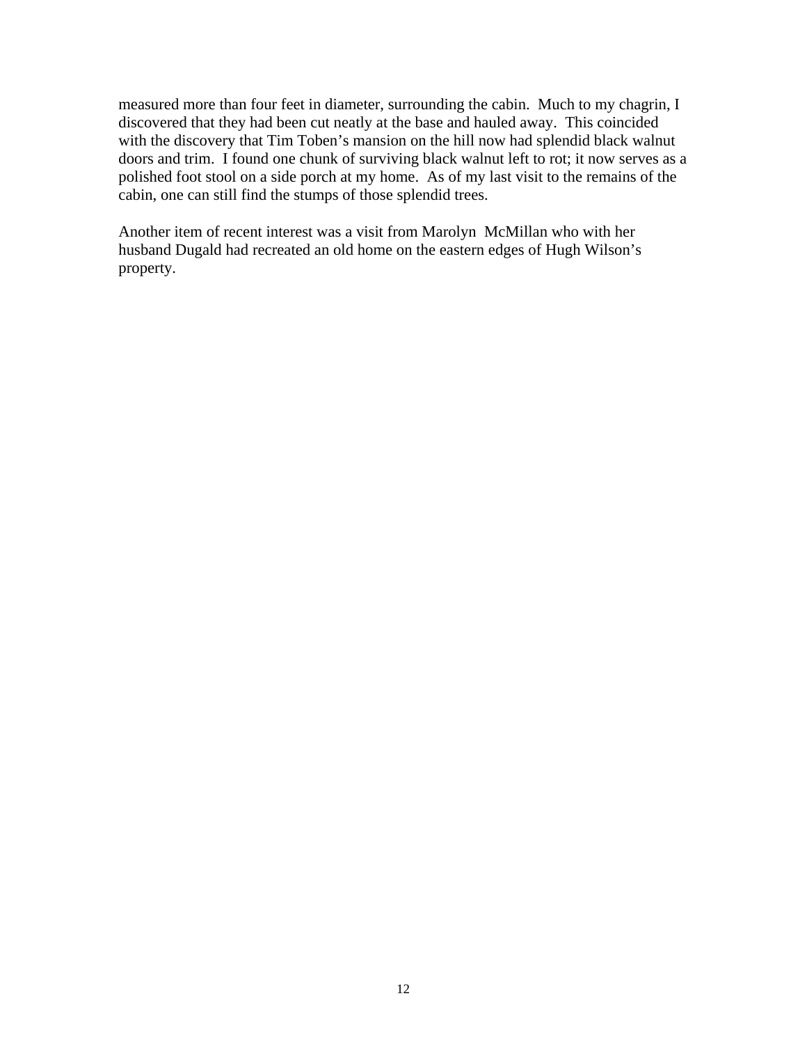measured more than four feet in diameter, surrounding the cabin. Much to my chagrin, I discovered that they had been cut neatly at the base and hauled away. This coincided with the discovery that Tim Toben's mansion on the hill now had splendid black walnut doors and trim. I found one chunk of surviving black walnut left to rot; it now serves as a polished foot stool on a side porch at my home. As of my last visit to the remains of the cabin, one can still find the stumps of those splendid trees.

Another item of recent interest was a visit from Marolyn McMillan who with her husband Dugald had recreated an old home on the eastern edges of Hugh Wilson's property.